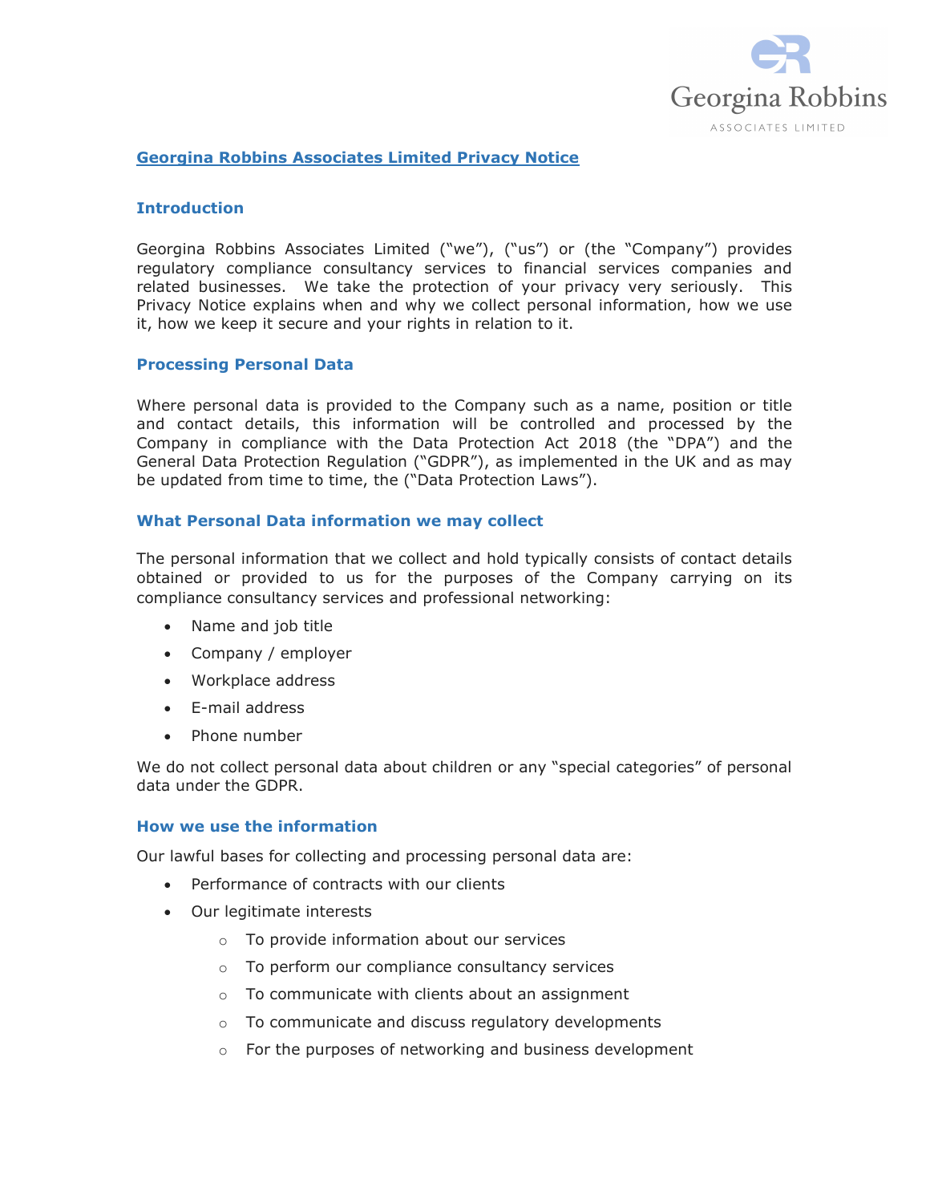# Georgina Robbins Associates Limited Privacy Notice

## Introduction

Georgina Robbins Associates Limited ("we"), ("us") or (the "Company") provides regulatory compliance consultancy services to financial services companies and related businesses. We take the protection of your privacy very seriously. This Privacy Notice explains when and why we collect personal information, how we use it, how we keep it secure and your rights in relation to it.

## Processing Personal Data

Where personal data is provided to the Company such as a name, position or title and contact details, this information will be controlled and processed by the Company in compliance with the Data Protection Act 2018 (the "DPA") and the General Data Protection Regulation ("GDPR"), as implemented in the UK and as may be updated from time to time, the ("Data Protection Laws").

## What Personal Data information we may collect

The personal information that we collect and hold typically consists of contact details obtained or provided to us for the purposes of the Company carrying on its compliance consultancy services and professional networking:

- Name and job title
- Company / employer
- Workplace address
- E-mail address
- Phone number

We do not collect personal data about children or any "special categories" of personal data under the GDPR.

## How we use the information

Our lawful bases for collecting and processing personal data are:

- Performance of contracts with our clients
- Our legitimate interests
  - To provide information about our services
  - To perform our compliance consultancy services
  - To communicate with clients about an assignment
  - To communicate and discuss regulatory developments
  - For the purposes of networking and business development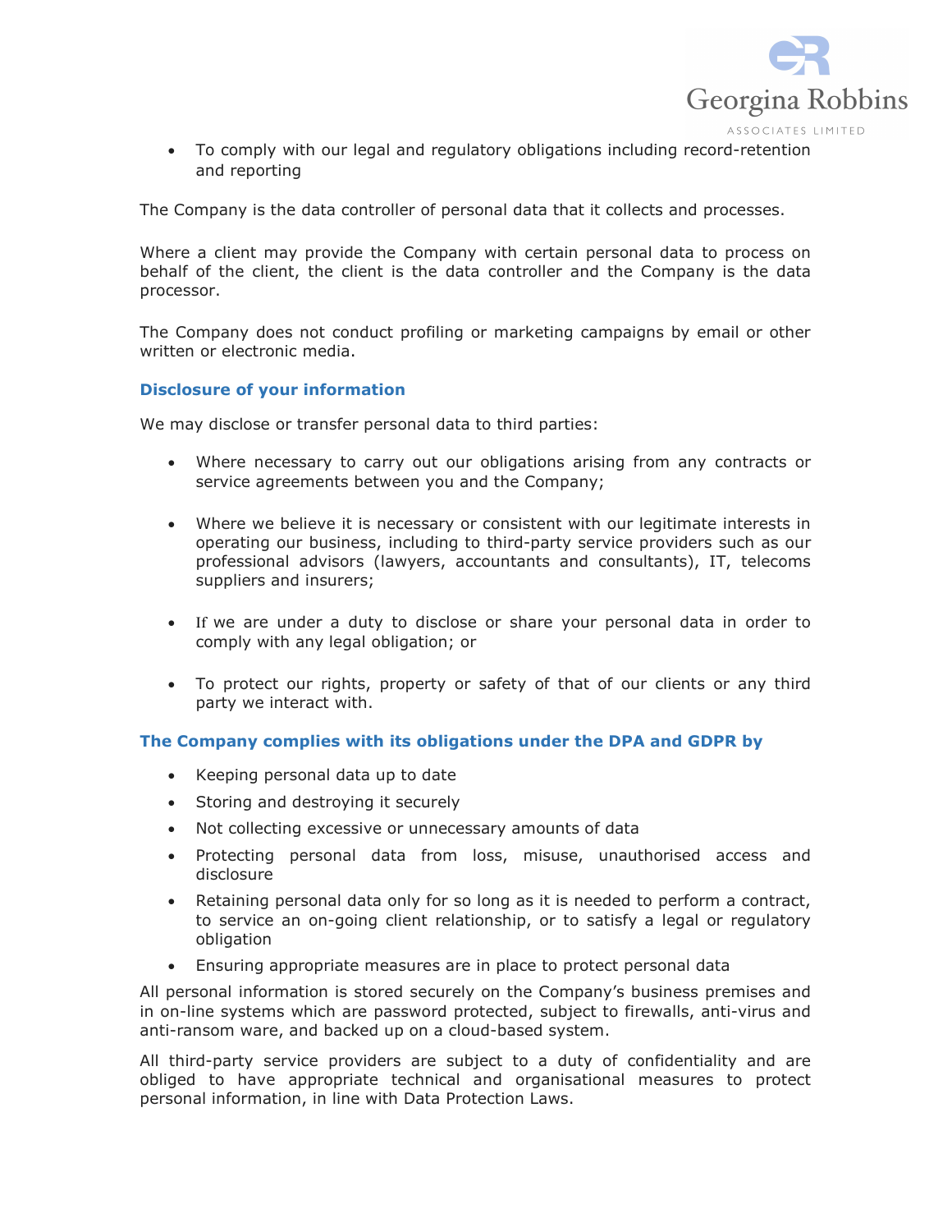- To comply with our legal and regulatory obligations including record-retention and reporting

The Company is the data controller of personal data that it collects and processes.

Where a client may provide the Company with certain personal data to process on behalf of the client, the client is the data controller and the Company is the data processor.

The Company does not conduct profiling or marketing campaigns by email or other written or electronic media.

### Disclosure of your information

We may disclose or transfer personal data to third parties:

- Where necessary to carry out our obligations arising from any contracts or service agreements between you and the Company;

- Where we believe it is necessary or consistent with our legitimate interests in operating our business, including to third-party service providers such as our professional advisors (lawyers, accountants and consultants), IT, telecoms suppliers and insurers;

- If we are under a duty to disclose or share your personal data in order to comply with any legal obligation; or

- To protect our rights, property or safety of that of our clients or any third party we interact with.

### The Company complies with its obligations under the DPA and GDPR by

- Keeping personal data up to date
- Storing and destroying it securely
- Not collecting excessive or unnecessary amounts of data
- Protecting personal data from loss, misuse, unauthorised access and disclosure
- Retaining personal data only for so long as it is needed to perform a contract, to service an on-going client relationship, or to satisfy a legal or regulatory obligation
- Ensuring appropriate measures are in place to protect personal data

All personal information is stored securely on the Company's business premises and in on-line systems which are password protected, subject to firewalls, anti-virus and anti-ransom ware, and backed up on a cloud-based system.

All third-party service providers are subject to a duty of confidentiality and are obliged to have appropriate technical and organisational measures to protect personal information, in line with Data Protection Laws.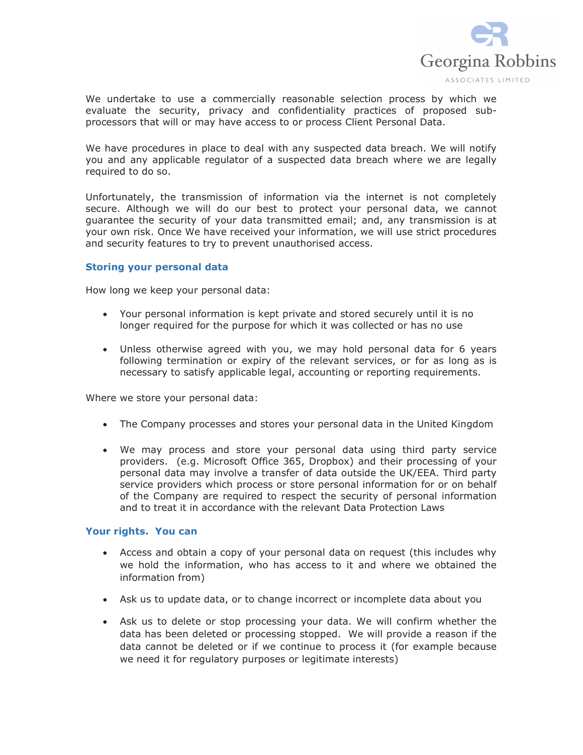We undertake to use a commercially reasonable selection process by which we evaluate the security, privacy and confidentiality practices of proposed sub-processors that will or may have access to or process Client Personal Data.

We have procedures in place to deal with any suspected data breach. We will notify you and any applicable regulator of a suspected data breach where we are legally required to do so.

Unfortunately, the transmission of information via the internet is not completely secure. Although we will do our best to protect your personal data, we cannot guarantee the security of your data transmitted email; and, any transmission is at your own risk. Once We have received your information, we will use strict procedures and security features to try to prevent unauthorised access.

### Storing your personal data

How long we keep your personal data:

- Your personal information is kept private and stored securely until it is no longer required for the purpose for which it was collected or has no use
- Unless otherwise agreed with you, we may hold personal data for 6 years following termination or expiry of the relevant services, or for as long as is necessary to satisfy applicable legal, accounting or reporting requirements.

Where we store your personal data:

- The Company processes and stores your personal data in the United Kingdom
- We may process and store your personal data using third party service providers. (e.g. Microsoft Office 365, Dropbox) and their processing of your personal data may involve a transfer of data outside the UK/EEA. Third party service providers which process or store personal information for or on behalf of the Company are required to respect the security of personal information and to treat it in accordance with the relevant Data Protection Laws

### Your rights. You can

- Access and obtain a copy of your personal data on request (this includes why we hold the information, who has access to it and where we obtained the information from)
- Ask us to update data, or to change incorrect or incomplete data about you
- Ask us to delete or stop processing your data. We will confirm whether the data has been deleted or processing stopped. We will provide a reason if the data cannot be deleted or if we continue to process it (for example because we need it for regulatory purposes or legitimate interests)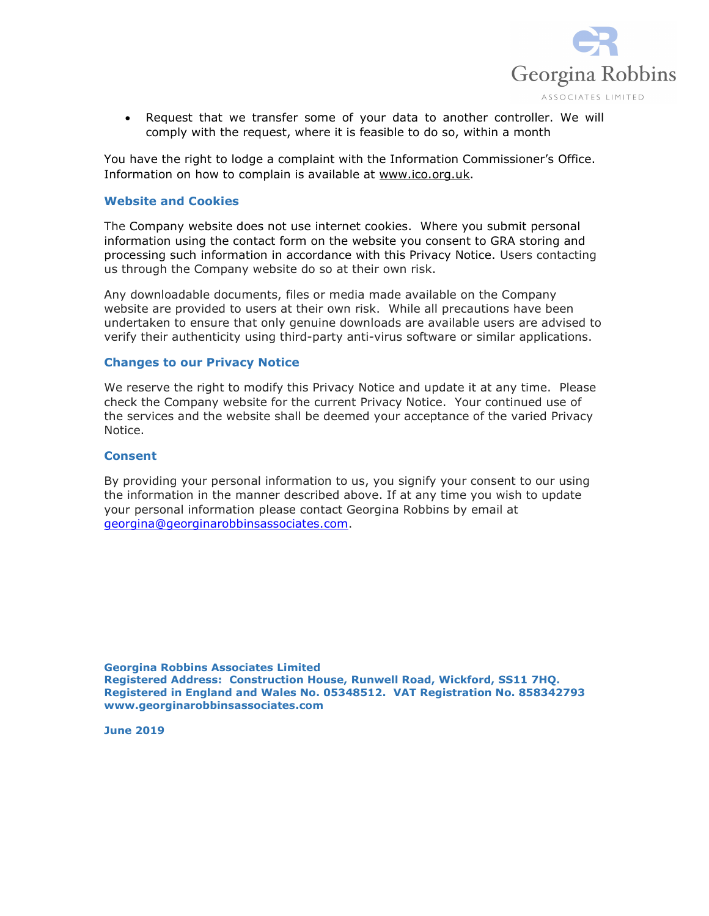- Request that we transfer some of your data to another controller. We will comply with the request, where it is feasible to do so, within a month

You have the right to lodge a complaint with the Information Commissioner's Office. Information on how to complain is available at www.ico.org.uk.

### Website and Cookies

The Company website does not use internet cookies. Where you submit personal information using the contact form on the website you consent to GRA storing and processing such information in accordance with this Privacy Notice. Users contacting us through the Company website do so at their own risk.

Any downloadable documents, files or media made available on the Company website are provided to users at their own risk. While all precautions have been undertaken to ensure that only genuine downloads are available users are advised to verify their authenticity using third-party anti-virus software or similar applications.

### Changes to our Privacy Notice

We reserve the right to modify this Privacy Notice and update it at any time. Please check the Company website for the current Privacy Notice. Your continued use of the services and the website shall be deemed your acceptance of the varied Privacy Notice.

### Consent

By providing your personal information to us, you signify your consent to our using the information in the manner described above. If at any time you wish to update your personal information please contact Georgina Robbins by email at georgina@georginarobbinsassociates.com.

**Georgina Robbins Associates Limited**
**Registered Address: Construction House, Runwell Road, Wickford, SS11 7HQ.**
**Registered in England and Wales No. 05348512. VAT Registration No. 858342793**
**www.georginarobbinsassociates.com**

**June 2019**